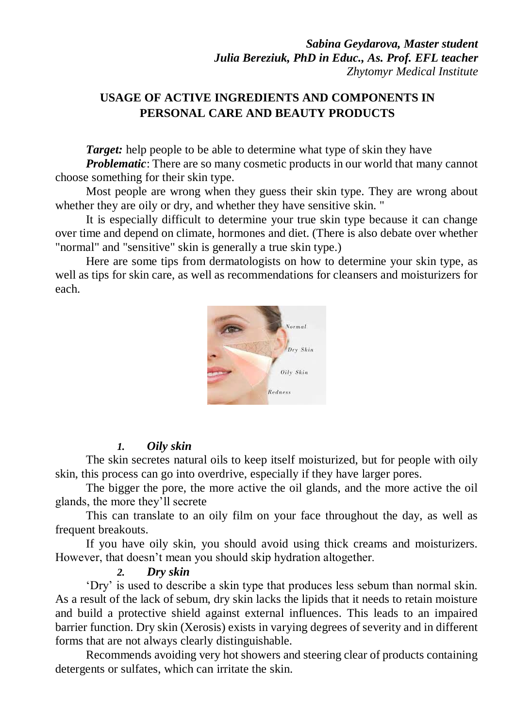***Sabina Geydarova, Master student***
***Julia Bereziuk, PhD in Educ., As. Prof. EFL teacher***
*Zhytomyr Medical Institute*

# USAGE OF ACTIVE INGREDIENTS AND COMPONENTS IN PERSONAL CARE AND BEAUTY PRODUCTS

***Target:*** help people to be able to determine what type of skin they have

***Problematic***: There are so many cosmetic products in our world that many cannot choose something for their skin type.

Most people are wrong when they guess their skin type. They are wrong about whether they are oily or dry, and whether they have sensitive skin. "

It is especially difficult to determine your true skin type because it can change over time and depend on climate, hormones and diet. (There is also debate over whether "normal" and "sensitive" skin is generally a true skin type.)

Here are some tips from dermatologists on how to determine your skin type, as well as tips for skin care, as well as recommendations for cleansers and moisturizers for each.

## *1. Oily skin*

The skin secretes natural oils to keep itself moisturized, but for people with oily skin, this process can go into overdrive, especially if they have larger pores.

The bigger the pore, the more active the oil glands, and the more active the oil glands, the more they'll secrete

This can translate to an oily film on your face throughout the day, as well as frequent breakouts.

If you have oily skin, you should avoid using thick creams and moisturizers. However, that doesn't mean you should skip hydration altogether.

## *2. Dry skin*

'Dry' is used to describe a skin type that produces less sebum than normal skin. As a result of the lack of sebum, dry skin lacks the lipids that it needs to retain moisture and build a protective shield against external influences. This leads to an impaired barrier function. Dry skin (Xerosis) exists in varying degrees of severity and in different forms that are not always clearly distinguishable.

Recommends avoiding very hot showers and steering clear of products containing detergents or sulfates, which can irritate the skin.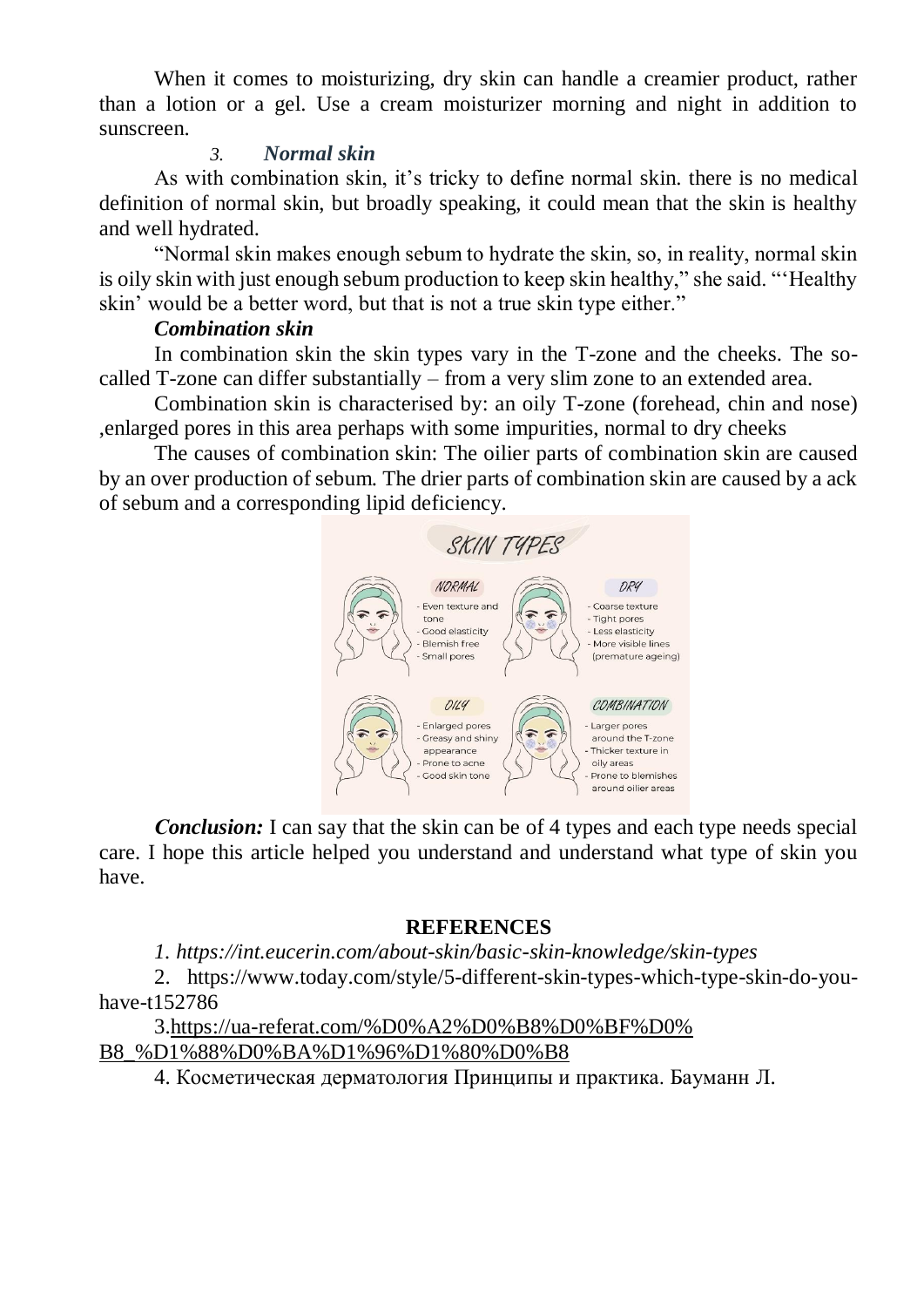When it comes to moisturizing, dry skin can handle a creamier product, rather than a lotion or a gel. Use a cream moisturizer morning and night in addition to sunscreen.

### 3. *Normal skin*

As with combination skin, it's tricky to define normal skin. there is no medical definition of normal skin, but broadly speaking, it could mean that the skin is healthy and well hydrated.

"Normal skin makes enough sebum to hydrate the skin, so, in reality, normal skin is oily skin with just enough sebum production to keep skin healthy," she said. "'Healthy skin' would be a better word, but that is not a true skin type either."

### *Combination skin*

In combination skin the skin types vary in the T-zone and the cheeks. The so-called T-zone can differ substantially – from a very slim zone to an extended area.

Combination skin is characterised by: an oily T-zone (forehead, chin and nose) ,enlarged pores in this area perhaps with some impurities, normal to dry cheeks

The causes of combination skin: The oilier parts of combination skin are caused by an over production of sebum. The drier parts of combination skin are caused by a ack of sebum and a corresponding lipid deficiency.

SKIN TYPES

NORMAL
- Even texture and tone
- Good elasticity
- Blemish free
- Small pores

DRY
- Coarse texture
- Tight pores
- Less elasticity
- More visible lines (premature ageing)

OILY
- Enlarged pores
- Greasy and shiny appearance
- Prone to acne
- Good skin tone

COMBINATION
- Larger pores around the T-zone
- Thicker texture in oily areas
- Prone to blemishes around oilier areas

***Conclusion:*** I can say that the skin can be of 4 types and each type needs special care. I hope this article helped you understand and understand what type of skin you have.

## REFERENCES

1. *https://int.eucerin.com/about-skin/basic-skin-knowledge/skin-types*
2. https://www.today.com/style/5-different-skin-types-which-type-skin-do-you-have-t152786
3. https://ua-referat.com/%D0%A2%D0%B8%D0%BF%D0%B8_%D1%88%D0%BA%D1%96%D1%80%D0%B8
4. Косметическая дерматология Принципы и практика. Бауманн Л.